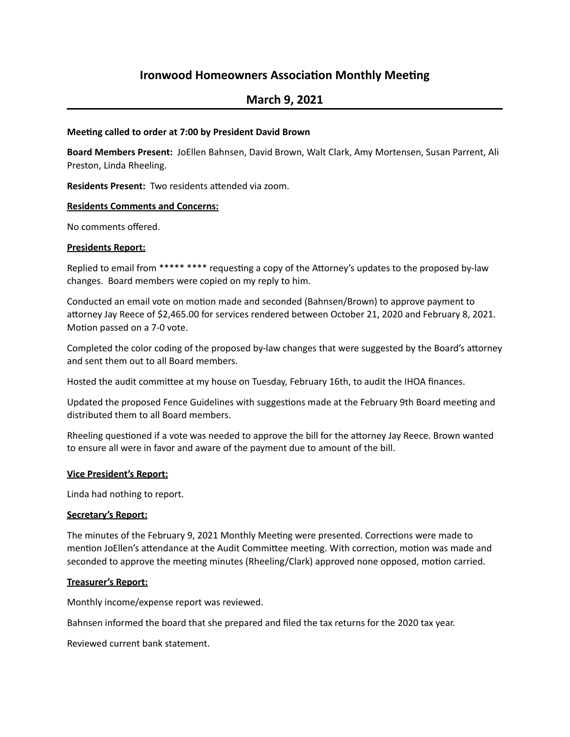# Ironwood Homeowners Association Monthly Meeting

## March 9, 2021

**Meeting called to order at 7:00 by President David Brown**

**Board Members Present:** JoEllen Bahnsen, David Brown, Walt Clark, Amy Mortensen, Susan Parrent, Ali Preston, Linda Rheeling.

**Residents Present:** Two residents attended via zoom.

**Residents Comments and Concerns:**

No comments offered.

**Presidents Report:**

Replied to email from ***** **** requesting a copy of the Attorney's updates to the proposed by-law changes. Board members were copied on my reply to him.

Conducted an email vote on motion made and seconded (Bahnsen/Brown) to approve payment to attorney Jay Reece of $2,465.00 for services rendered between October 21, 2020 and February 8, 2021. Motion passed on a 7-0 vote.

Completed the color coding of the proposed by-law changes that were suggested by the Board's attorney and sent them out to all Board members.

Hosted the audit committee at my house on Tuesday, February 16th, to audit the IHOA finances.

Updated the proposed Fence Guidelines with suggestions made at the February 9th Board meeting and distributed them to all Board members.

Rheeling questioned if a vote was needed to approve the bill for the attorney Jay Reece. Brown wanted to ensure all were in favor and aware of the payment due to amount of the bill.

**Vice President's Report:**

Linda had nothing to report.

**Secretary's Report:**

The minutes of the February 9, 2021 Monthly Meeting were presented. Corrections were made to mention JoEllen's attendance at the Audit Committee meeting. With correction, motion was made and seconded to approve the meeting minutes (Rheeling/Clark) approved none opposed, motion carried.

**Treasurer's Report:**

Monthly income/expense report was reviewed.

Bahnsen informed the board that she prepared and filed the tax returns for the 2020 tax year.

Reviewed current bank statement.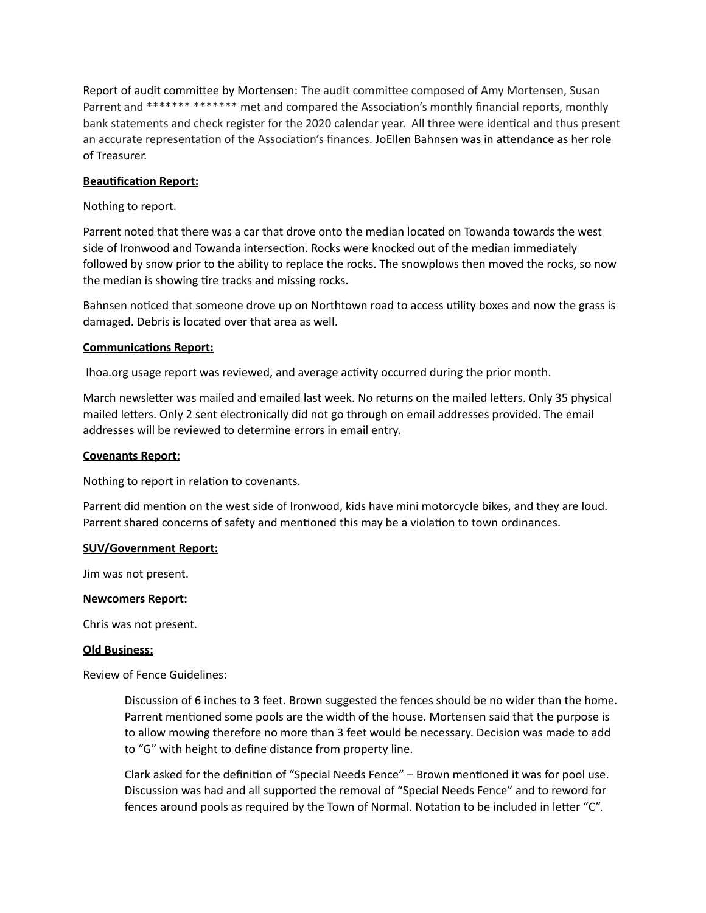Report of audit committee by Mortensen: The audit committee composed of Amy Mortensen, Susan Parrent and ******* ******* met and compared the Association's monthly financial reports, monthly bank statements and check register for the 2020 calendar year. All three were identical and thus present an accurate representation of the Association's finances. JoEllen Bahnsen was in attendance as her role of Treasurer.

**Beautification Report:**

Nothing to report.

Parrent noted that there was a car that drove onto the median located on Towanda towards the west side of Ironwood and Towanda intersection. Rocks were knocked out of the median immediately followed by snow prior to the ability to replace the rocks. The snowplows then moved the rocks, so now the median is showing tire tracks and missing rocks.

Bahnsen noticed that someone drove up on Northtown road to access utility boxes and now the grass is damaged. Debris is located over that area as well.

**Communications Report:**

Ihoa.org usage report was reviewed, and average activity occurred during the prior month.

March newsletter was mailed and emailed last week. No returns on the mailed letters. Only 35 physical mailed letters. Only 2 sent electronically did not go through on email addresses provided. The email addresses will be reviewed to determine errors in email entry.

**Covenants Report:**

Nothing to report in relation to covenants.

Parrent did mention on the west side of Ironwood, kids have mini motorcycle bikes, and they are loud. Parrent shared concerns of safety and mentioned this may be a violation to town ordinances.

**SUV/Government Report:**

Jim was not present.

**Newcomers Report:**

Chris was not present.

**Old Business:**

Review of Fence Guidelines:

> Discussion of 6 inches to 3 feet. Brown suggested the fences should be no wider than the home. Parrent mentioned some pools are the width of the house. Mortensen said that the purpose is to allow mowing therefore no more than 3 feet would be necessary. Decision was made to add to "G" with height to define distance from property line.
>
> Clark asked for the definition of "Special Needs Fence" – Brown mentioned it was for pool use. Discussion was had and all supported the removal of "Special Needs Fence" and to reword for fences around pools as required by the Town of Normal. Notation to be included in letter "C".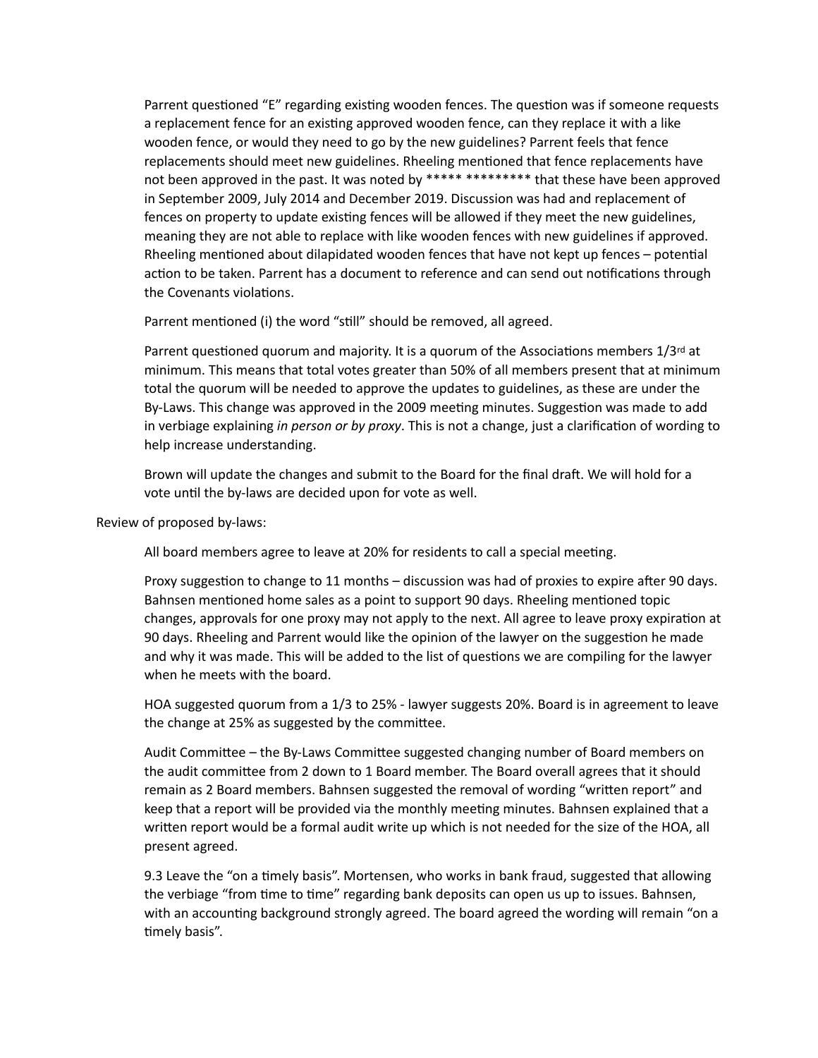Parrent questioned "E" regarding existing wooden fences. The question was if someone requests a replacement fence for an existing approved wooden fence, can they replace it with a like wooden fence, or would they need to go by the new guidelines? Parrent feels that fence replacements should meet new guidelines. Rheeling mentioned that fence replacements have not been approved in the past. It was noted by ***** ********* that these have been approved in September 2009, July 2014 and December 2019. Discussion was had and replacement of fences on property to update existing fences will be allowed if they meet the new guidelines, meaning they are not able to replace with like wooden fences with new guidelines if approved. Rheeling mentioned about dilapidated wooden fences that have not kept up fences – potential action to be taken. Parrent has a document to reference and can send out notifications through the Covenants violations.

Parrent mentioned (i) the word "still" should be removed, all agreed.

Parrent questioned quorum and majority. It is a quorum of the Associations members 1/3rd at minimum. This means that total votes greater than 50% of all members present that at minimum total the quorum will be needed to approve the updates to guidelines, as these are under the By-Laws. This change was approved in the 2009 meeting minutes. Suggestion was made to add in verbiage explaining *in person or by proxy*. This is not a change, just a clarification of wording to help increase understanding.

Brown will update the changes and submit to the Board for the final draft. We will hold for a vote until the by-laws are decided upon for vote as well.

Review of proposed by-laws:

All board members agree to leave at 20% for residents to call a special meeting.

Proxy suggestion to change to 11 months – discussion was had of proxies to expire after 90 days. Bahnsen mentioned home sales as a point to support 90 days. Rheeling mentioned topic changes, approvals for one proxy may not apply to the next. All agree to leave proxy expiration at 90 days. Rheeling and Parrent would like the opinion of the lawyer on the suggestion he made and why it was made. This will be added to the list of questions we are compiling for the lawyer when he meets with the board.

HOA suggested quorum from a 1/3 to 25% - lawyer suggests 20%. Board is in agreement to leave the change at 25% as suggested by the committee.

Audit Committee – the By-Laws Committee suggested changing number of Board members on the audit committee from 2 down to 1 Board member. The Board overall agrees that it should remain as 2 Board members. Bahnsen suggested the removal of wording "written report" and keep that a report will be provided via the monthly meeting minutes. Bahnsen explained that a written report would be a formal audit write up which is not needed for the size of the HOA, all present agreed.

9.3 Leave the "on a timely basis". Mortensen, who works in bank fraud, suggested that allowing the verbiage "from time to time" regarding bank deposits can open us up to issues. Bahnsen, with an accounting background strongly agreed. The board agreed the wording will remain "on a timely basis".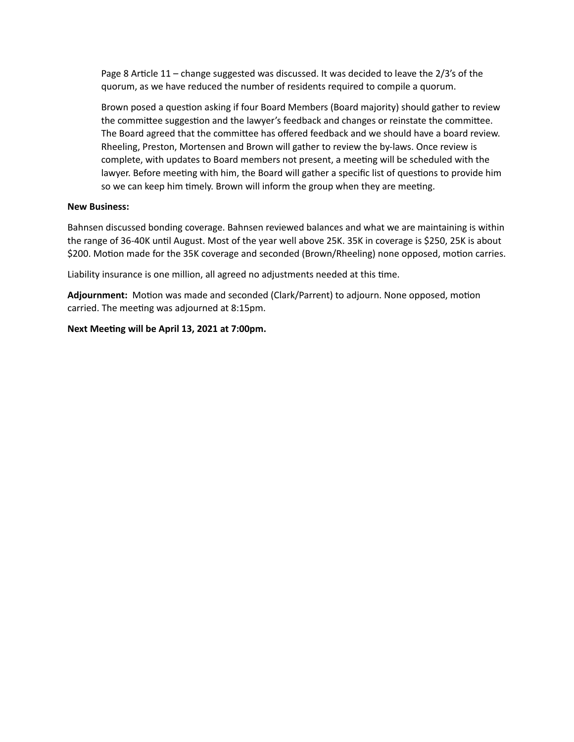Page 8 Article 11 – change suggested was discussed. It was decided to leave the 2/3's of the quorum, as we have reduced the number of residents required to compile a quorum.

Brown posed a question asking if four Board Members (Board majority) should gather to review the committee suggestion and the lawyer's feedback and changes or reinstate the committee. The Board agreed that the committee has offered feedback and we should have a board review. Rheeling, Preston, Mortensen and Brown will gather to review the by-laws. Once review is complete, with updates to Board members not present, a meeting will be scheduled with the lawyer. Before meeting with him, the Board will gather a specific list of questions to provide him so we can keep him timely. Brown will inform the group when they are meeting.

**New Business:**

Bahnsen discussed bonding coverage. Bahnsen reviewed balances and what we are maintaining is within the range of 36-40K until August. Most of the year well above 25K. 35K in coverage is $250, 25K is about $200. Motion made for the 35K coverage and seconded (Brown/Rheeling) none opposed, motion carries.

Liability insurance is one million, all agreed no adjustments needed at this time.

**Adjournment:** Motion was made and seconded (Clark/Parrent) to adjourn. None opposed, motion carried. The meeting was adjourned at 8:15pm.

**Next Meeting will be April 13, 2021 at 7:00pm.**